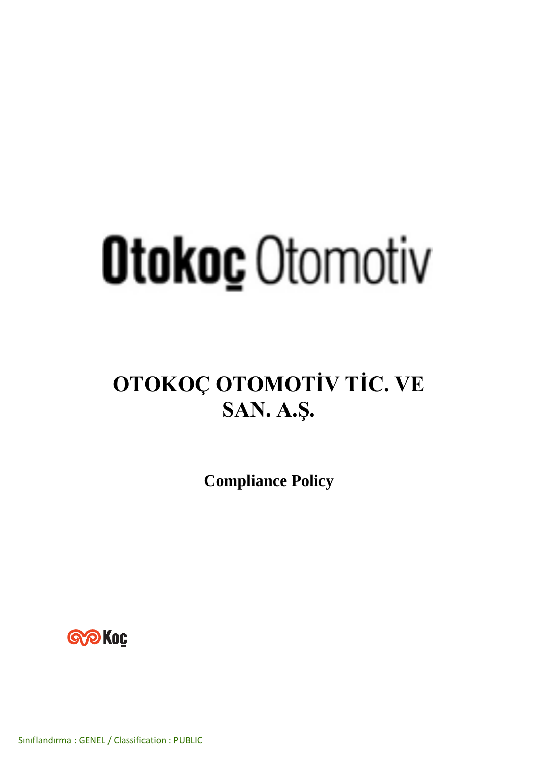Otokoç Otomotiv

# OTOKOÇ OTOMOTİV TİC. VE SAN. A.Ş.

## Compliance Policy

Koç

Sınıflandırma : GENEL / Classification : PUBLIC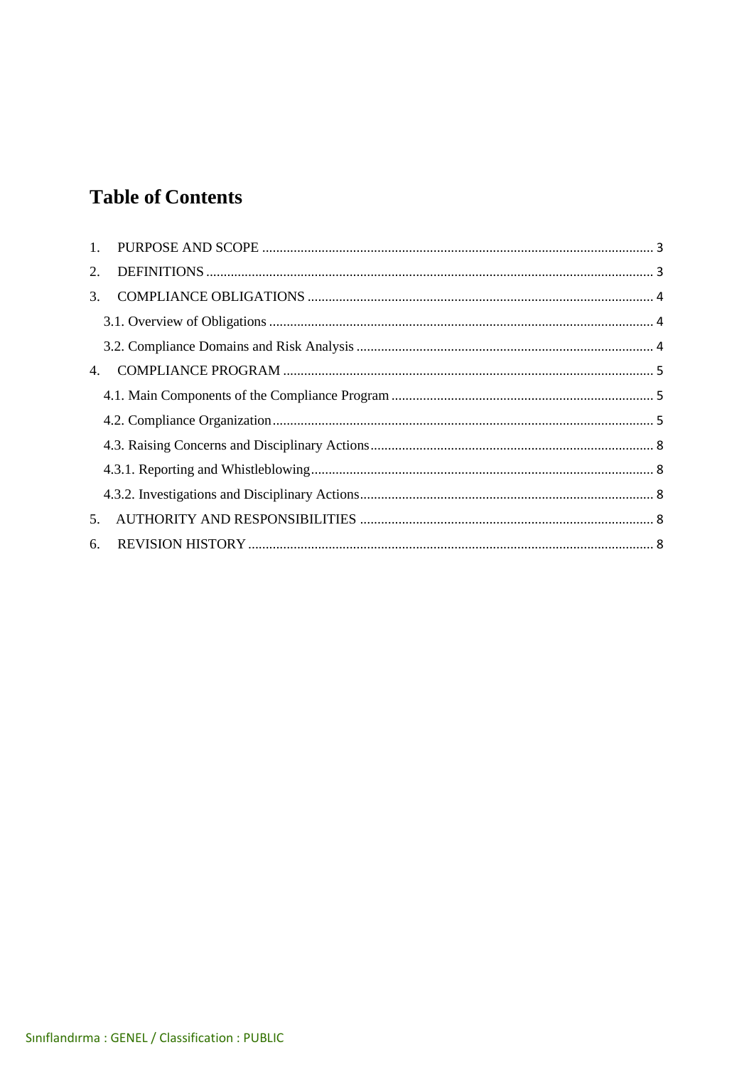# Table of Contents

1. PURPOSE AND SCOPE ..... 3
2. DEFINITIONS ..... 3
3. COMPLIANCE OBLIGATIONS ..... 4
   - 3.1. Overview of Obligations ..... 4
   - 3.2. Compliance Domains and Risk Analysis ..... 4
4. COMPLIANCE PROGRAM ..... 5
   - 4.1. Main Components of the Compliance Program ..... 5
   - 4.2. Compliance Organization ..... 5
   - 4.3. Raising Concerns and Disciplinary Actions ..... 8
   - 4.3.1. Reporting and Whistleblowing ..... 8
   - 4.3.2. Investigations and Disciplinary Actions ..... 8
5. AUTHORITY AND RESPONSIBILITIES ..... 8
6. REVISION HISTORY ..... 8

Sınıflandırma : GENEL / Classification : PUBLIC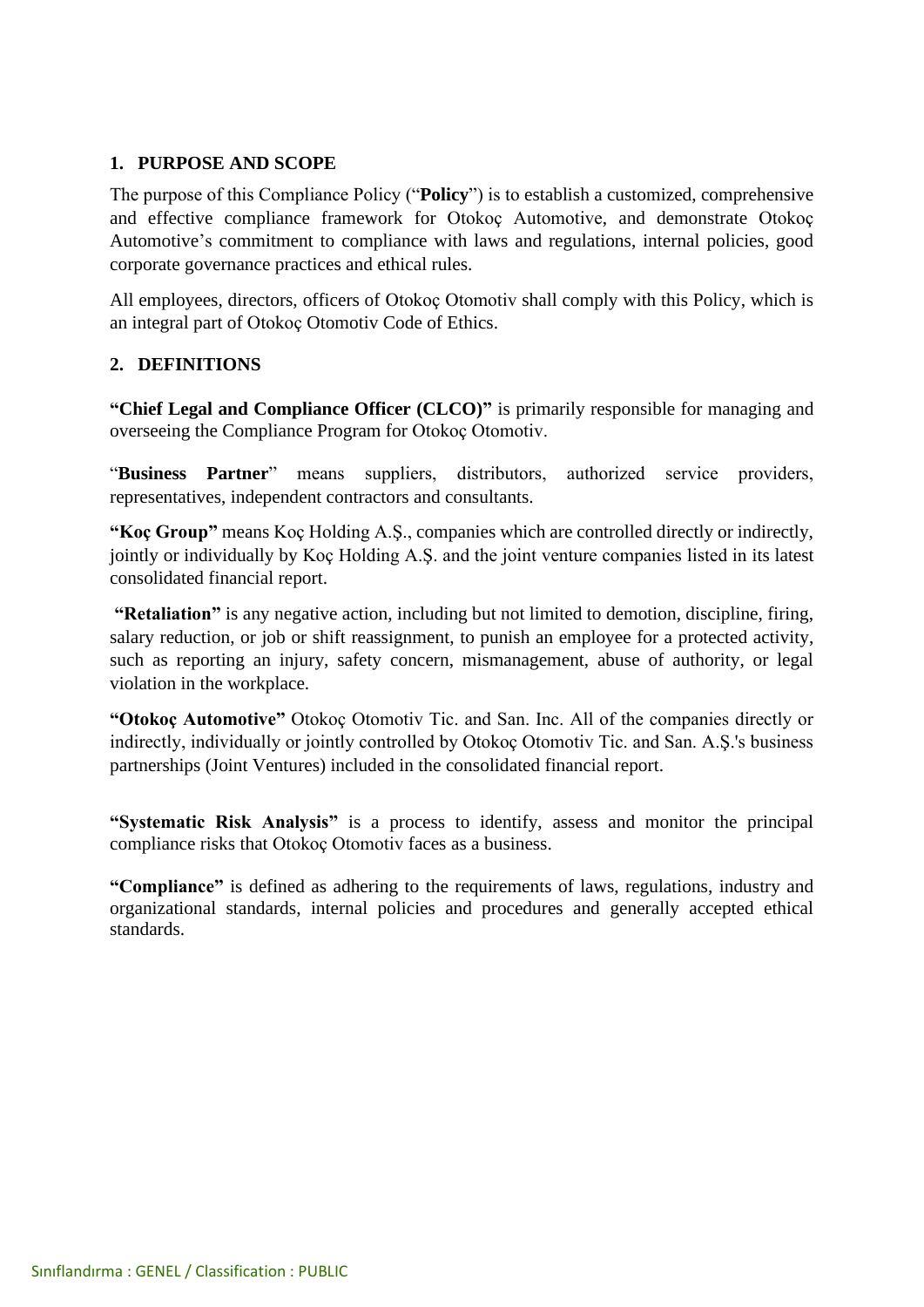## 1. PURPOSE AND SCOPE

The purpose of this Compliance Policy ("**Policy**") is to establish a customized, comprehensive and effective compliance framework for Otokoç Automotive, and demonstrate Otokoç Automotive's commitment to compliance with laws and regulations, internal policies, good corporate governance practices and ethical rules.

All employees, directors, officers of Otokoç Otomotiv shall comply with this Policy, which is an integral part of Otokoç Otomotiv Code of Ethics.

## 2. DEFINITIONS

**"Chief Legal and Compliance Officer (CLCO)"** is primarily responsible for managing and overseeing the Compliance Program for Otokoç Otomotiv.

"**Business Partner**" means suppliers, distributors, authorized service providers, representatives, independent contractors and consultants.

**"Koç Group"** means Koç Holding A.Ş., companies which are controlled directly or indirectly, jointly or individually by Koç Holding A.Ş. and the joint venture companies listed in its latest consolidated financial report.

**"Retaliation"** is any negative action, including but not limited to demotion, discipline, firing, salary reduction, or job or shift reassignment, to punish an employee for a protected activity, such as reporting an injury, safety concern, mismanagement, abuse of authority, or legal violation in the workplace.

**"Otokoç Automotive"** Otokoç Otomotiv Tic. and San. Inc. All of the companies directly or indirectly, individually or jointly controlled by Otokoç Otomotiv Tic. and San. A.Ş.'s business partnerships (Joint Ventures) included in the consolidated financial report.

**"Systematic Risk Analysis"** is a process to identify, assess and monitor the principal compliance risks that Otokoç Otomotiv faces as a business.

**"Compliance"** is defined as adhering to the requirements of laws, regulations, industry and organizational standards, internal policies and procedures and generally accepted ethical standards.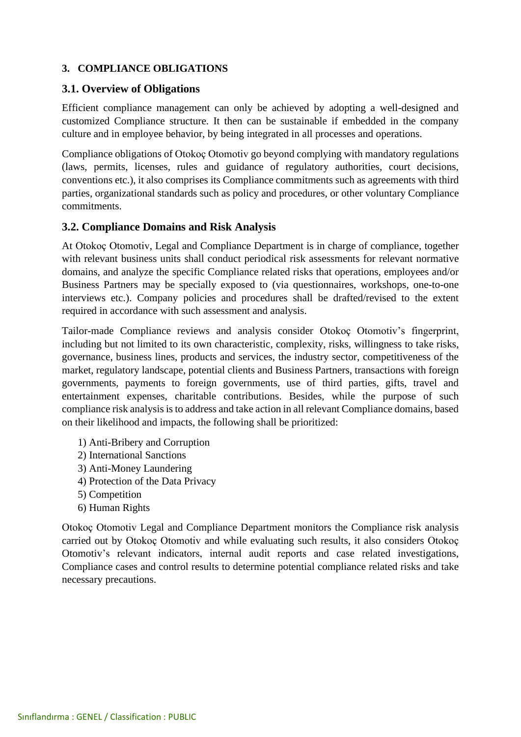## 3. COMPLIANCE OBLIGATIONS

### 3.1. Overview of Obligations

Efficient compliance management can only be achieved by adopting a well-designed and customized Compliance structure. It then can be sustainable if embedded in the company culture and in employee behavior, by being integrated in all processes and operations.

Compliance obligations of Otokoç Otomotiv go beyond complying with mandatory regulations (laws, permits, licenses, rules and guidance of regulatory authorities, court decisions, conventions etc.), it also comprises its Compliance commitments such as agreements with third parties, organizational standards such as policy and procedures, or other voluntary Compliance commitments.

### 3.2. Compliance Domains and Risk Analysis

At Otokoç Otomotiv, Legal and Compliance Department is in charge of compliance, together with relevant business units shall conduct periodical risk assessments for relevant normative domains, and analyze the specific Compliance related risks that operations, employees and/or Business Partners may be specially exposed to (via questionnaires, workshops, one-to-one interviews etc.). Company policies and procedures shall be drafted/revised to the extent required in accordance with such assessment and analysis.

Tailor-made Compliance reviews and analysis consider Otokoç Otomotiv's fingerprint, including but not limited to its own characteristic, complexity, risks, willingness to take risks, governance, business lines, products and services, the industry sector, competitiveness of the market, regulatory landscape, potential clients and Business Partners, transactions with foreign governments, payments to foreign governments, use of third parties, gifts, travel and entertainment expenses, charitable contributions. Besides, while the purpose of such compliance risk analysis is to address and take action in all relevant Compliance domains, based on their likelihood and impacts, the following shall be prioritized:

1) Anti-Bribery and Corruption
2) International Sanctions
3) Anti-Money Laundering
4) Protection of the Data Privacy
5) Competition
6) Human Rights

Otokoç Otomotiv Legal and Compliance Department monitors the Compliance risk analysis carried out by Otokoç Otomotiv and while evaluating such results, it also considers Otokoç Otomotiv's relevant indicators, internal audit reports and case related investigations, Compliance cases and control results to determine potential compliance related risks and take necessary precautions.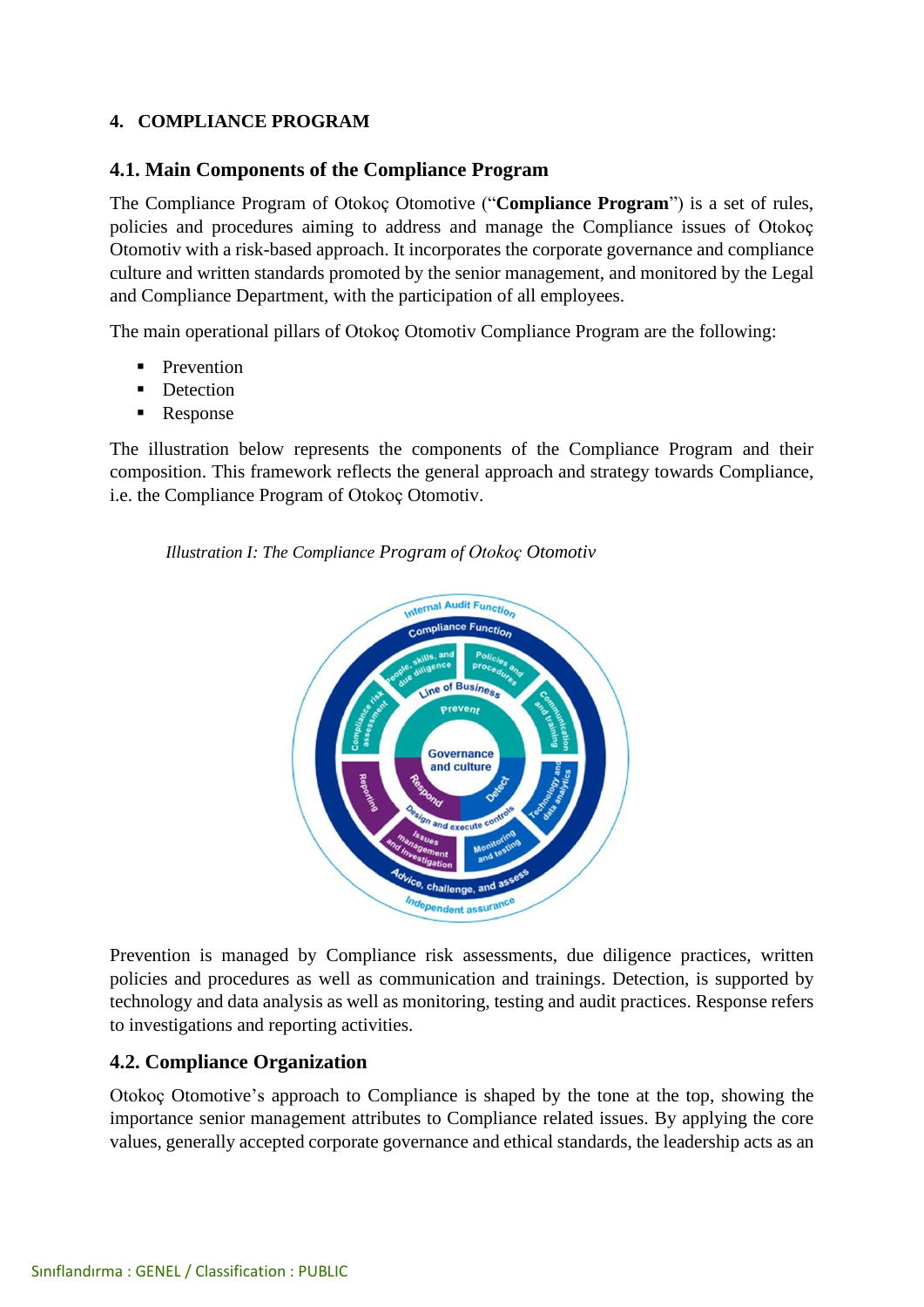## 4. COMPLIANCE PROGRAM

### 4.1. Main Components of the Compliance Program

The Compliance Program of Otokoç Otomotive ("**Compliance Program**") is a set of rules, policies and procedures aiming to address and manage the Compliance issues of Otokoç Otomotiv with a risk-based approach. It incorporates the corporate governance and compliance culture and written standards promoted by the senior management, and monitored by the Legal and Compliance Department, with the participation of all employees.

The main operational pillars of Otokoç Otomotiv Compliance Program are the following:

- Prevention
- Detection
- Response

The illustration below represents the components of the Compliance Program and their composition. This framework reflects the general approach and strategy towards Compliance, i.e. the Compliance Program of Otokoç Otomotiv.

*Illustration I: The Compliance Program of Otokoç Otomotiv*

Prevention is managed by Compliance risk assessments, due diligence practices, written policies and procedures as well as communication and trainings. Detection, is supported by technology and data analysis as well as monitoring, testing and audit practices. Response refers to investigations and reporting activities.

### 4.2. Compliance Organization

Otokoç Otomotive's approach to Compliance is shaped by the tone at the top, showing the importance senior management attributes to Compliance related issues. By applying the core values, generally accepted corporate governance and ethical standards, the leadership acts as an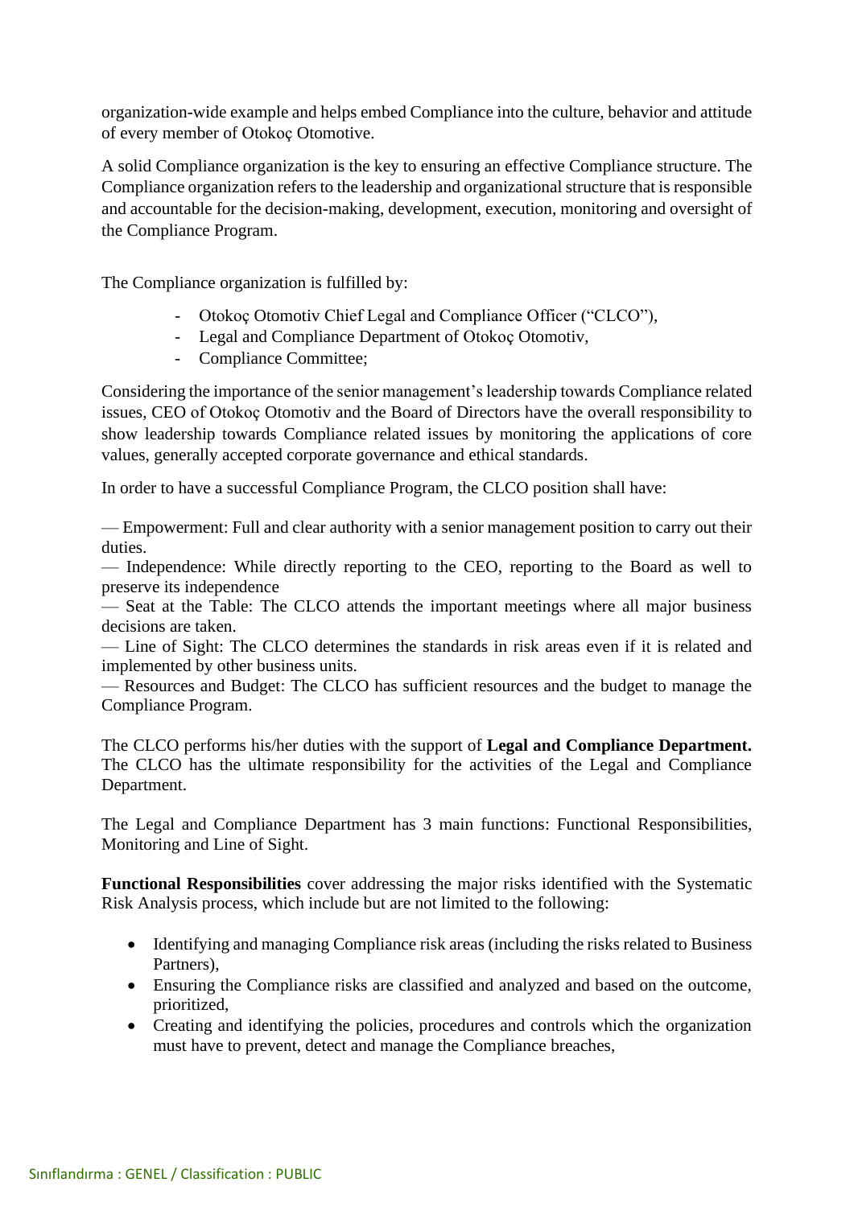organization-wide example and helps embed Compliance into the culture, behavior and attitude of every member of Otokoç Otomotive.

A solid Compliance organization is the key to ensuring an effective Compliance structure. The Compliance organization refers to the leadership and organizational structure that is responsible and accountable for the decision-making, development, execution, monitoring and oversight of the Compliance Program.

The Compliance organization is fulfilled by:

- Otokoç Otomotiv Chief Legal and Compliance Officer (“CLCO”),
- Legal and Compliance Department of Otokoç Otomotiv,
- Compliance Committee;

Considering the importance of the senior management’s leadership towards Compliance related issues, CEO of Otokoç Otomotiv and the Board of Directors have the overall responsibility to show leadership towards Compliance related issues by monitoring the applications of core values, generally accepted corporate governance and ethical standards.

In order to have a successful Compliance Program, the CLCO position shall have:

— Empowerment: Full and clear authority with a senior management position to carry out their duties.
— Independence: While directly reporting to the CEO, reporting to the Board as well to preserve its independence
— Seat at the Table: The CLCO attends the important meetings where all major business decisions are taken.
— Line of Sight: The CLCO determines the standards in risk areas even if it is related and implemented by other business units.
— Resources and Budget: The CLCO has sufficient resources and the budget to manage the Compliance Program.

The CLCO performs his/her duties with the support of **Legal and Compliance Department.** The CLCO has the ultimate responsibility for the activities of the Legal and Compliance Department.

The Legal and Compliance Department has 3 main functions: Functional Responsibilities, Monitoring and Line of Sight.

**Functional Responsibilities** cover addressing the major risks identified with the Systematic Risk Analysis process, which include but are not limited to the following:

- Identifying and managing Compliance risk areas (including the risks related to Business Partners),
- Ensuring the Compliance risks are classified and analyzed and based on the outcome, prioritized,
- Creating and identifying the policies, procedures and controls which the organization must have to prevent, detect and manage the Compliance breaches,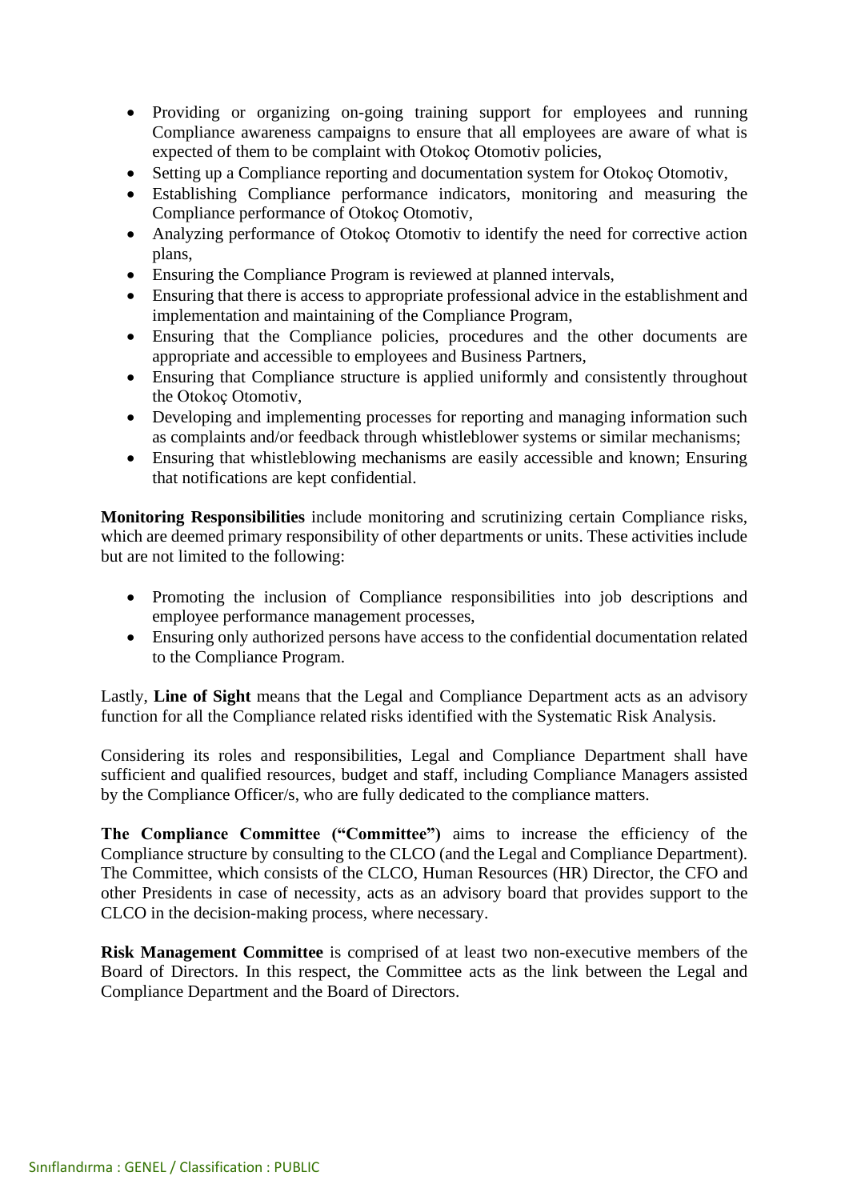- Providing or organizing on-going training support for employees and running Compliance awareness campaigns to ensure that all employees are aware of what is expected of them to be complaint with Otokoç Otomotiv policies,
- Setting up a Compliance reporting and documentation system for Otokoç Otomotiv,
- Establishing Compliance performance indicators, monitoring and measuring the Compliance performance of Otokoç Otomotiv,
- Analyzing performance of Otokoç Otomotiv to identify the need for corrective action plans,
- Ensuring the Compliance Program is reviewed at planned intervals,
- Ensuring that there is access to appropriate professional advice in the establishment and implementation and maintaining of the Compliance Program,
- Ensuring that the Compliance policies, procedures and the other documents are appropriate and accessible to employees and Business Partners,
- Ensuring that Compliance structure is applied uniformly and consistently throughout the Otokoç Otomotiv,
- Developing and implementing processes for reporting and managing information such as complaints and/or feedback through whistleblower systems or similar mechanisms;
- Ensuring that whistleblowing mechanisms are easily accessible and known; Ensuring that notifications are kept confidential.

**Monitoring Responsibilities** include monitoring and scrutinizing certain Compliance risks, which are deemed primary responsibility of other departments or units. These activities include but are not limited to the following:

- Promoting the inclusion of Compliance responsibilities into job descriptions and employee performance management processes,
- Ensuring only authorized persons have access to the confidential documentation related to the Compliance Program.

Lastly, **Line of Sight** means that the Legal and Compliance Department acts as an advisory function for all the Compliance related risks identified with the Systematic Risk Analysis.

Considering its roles and responsibilities, Legal and Compliance Department shall have sufficient and qualified resources, budget and staff, including Compliance Managers assisted by the Compliance Officer/s, who are fully dedicated to the compliance matters.

**The Compliance Committee ("Committee")** aims to increase the efficiency of the Compliance structure by consulting to the CLCO (and the Legal and Compliance Department). The Committee, which consists of the CLCO, Human Resources (HR) Director, the CFO and other Presidents in case of necessity, acts as an advisory board that provides support to the CLCO in the decision-making process, where necessary.

**Risk Management Committee** is comprised of at least two non-executive members of the Board of Directors. In this respect, the Committee acts as the link between the Legal and Compliance Department and the Board of Directors.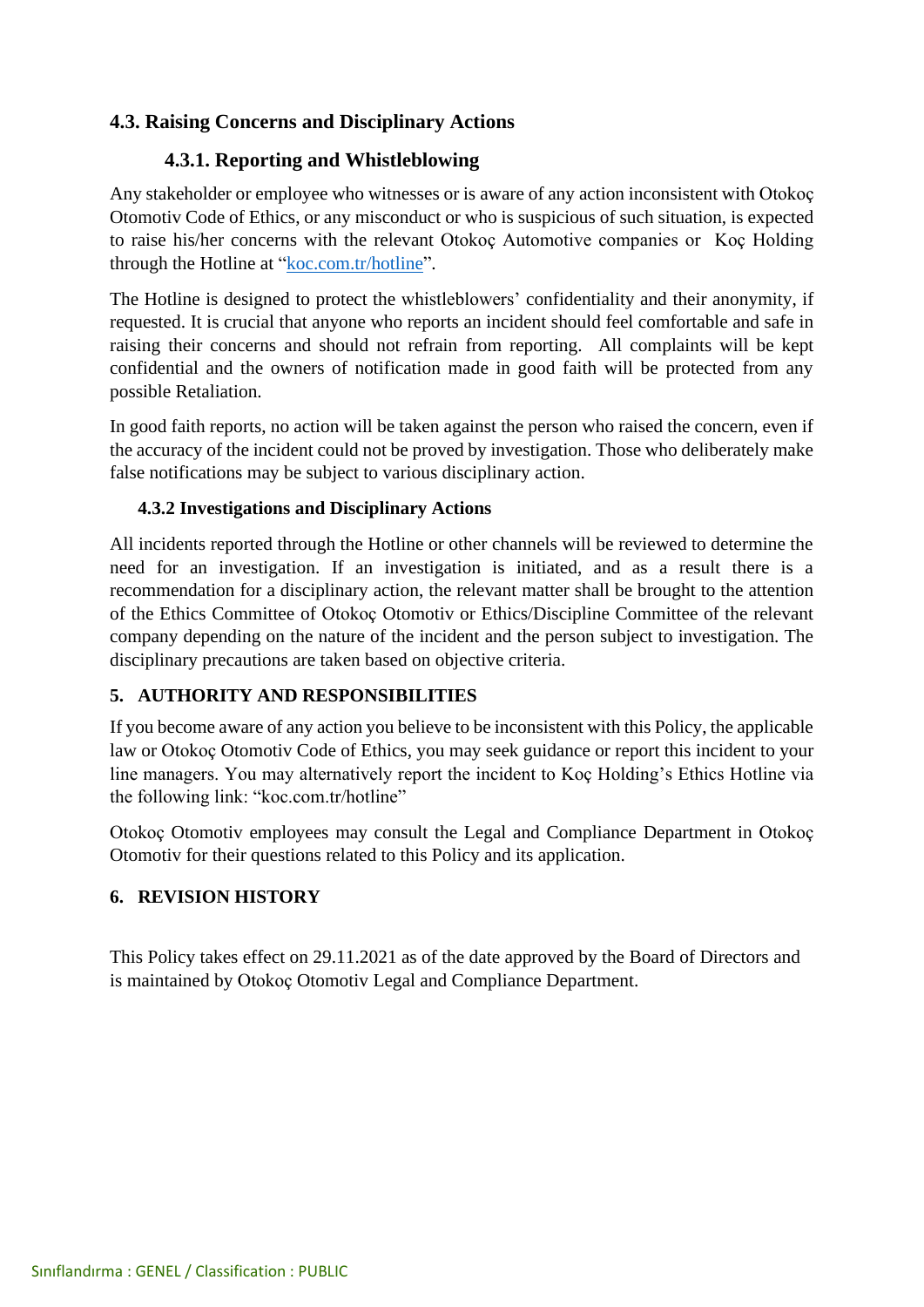### 4.3. Raising Concerns and Disciplinary Actions

#### 4.3.1. Reporting and Whistleblowing

Any stakeholder or employee who witnesses or is aware of any action inconsistent with Otokoç Otomotiv Code of Ethics, or any misconduct or who is suspicious of such situation, is expected to raise his/her concerns with the relevant Otokoç Automotive companies or Koç Holding through the Hotline at "koc.com.tr/hotline".

The Hotline is designed to protect the whistleblowers' confidentiality and their anonymity, if requested. It is crucial that anyone who reports an incident should feel comfortable and safe in raising their concerns and should not refrain from reporting. All complaints will be kept confidential and the owners of notification made in good faith will be protected from any possible Retaliation.

In good faith reports, no action will be taken against the person who raised the concern, even if the accuracy of the incident could not be proved by investigation. Those who deliberately make false notifications may be subject to various disciplinary action.

#### 4.3.2 Investigations and Disciplinary Actions

All incidents reported through the Hotline or other channels will be reviewed to determine the need for an investigation. If an investigation is initiated, and as a result there is a recommendation for a disciplinary action, the relevant matter shall be brought to the attention of the Ethics Committee of Otokoç Otomotiv or Ethics/Discipline Committee of the relevant company depending on the nature of the incident and the person subject to investigation. The disciplinary precautions are taken based on objective criteria.

## 5. AUTHORITY AND RESPONSIBILITIES

If you become aware of any action you believe to be inconsistent with this Policy, the applicable law or Otokoç Otomotiv Code of Ethics, you may seek guidance or report this incident to your line managers. You may alternatively report the incident to Koç Holding's Ethics Hotline via the following link: "koc.com.tr/hotline"

Otokoç Otomotiv employees may consult the Legal and Compliance Department in Otokoç Otomotiv for their questions related to this Policy and its application.

## 6. REVISION HISTORY

This Policy takes effect on 29.11.2021 as of the date approved by the Board of Directors and is maintained by Otokoç Otomotiv Legal and Compliance Department.